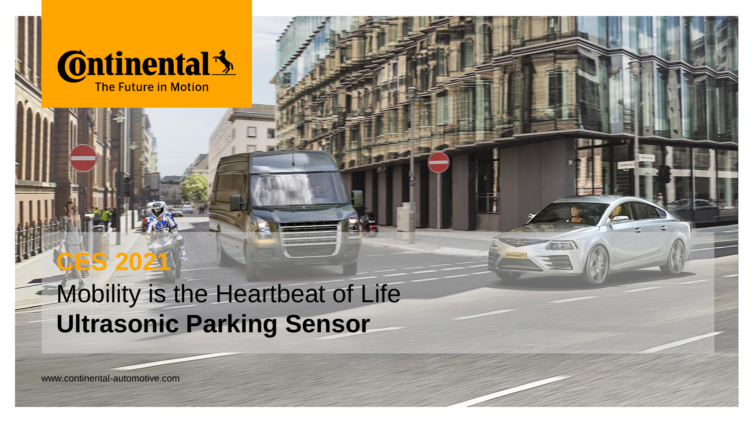Continental
The Future in Motion

CES 2021

# Mobility is the Heartbeat of Life
# **Ultrasonic Parking Sensor**

www.continental-automotive.com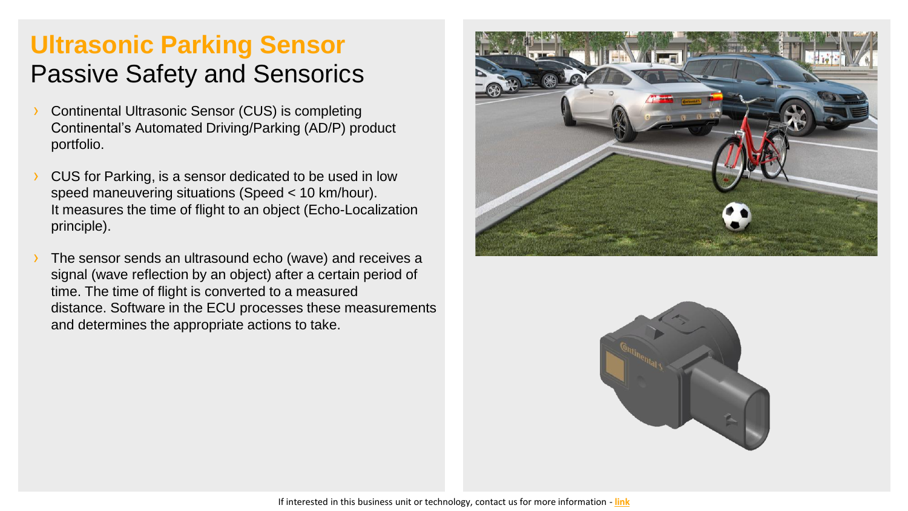# Ultrasonic Parking Sensor

## Passive Safety and Sensorics

- Continental Ultrasonic Sensor (CUS) is completing Continental's Automated Driving/Parking (AD/P) product portfolio.
- CUS for Parking, is a sensor dedicated to be used in low speed maneuvering situations (Speed < 10 km/hour). It measures the time of flight to an object (Echo-Localization principle).
- The sensor sends an ultrasound echo (wave) and receives a signal (wave reflection by an object) after a certain period of time. The time of flight is converted to a measured distance. Software in the ECU processes these measurements and determines the appropriate actions to take.

If interested in this business unit or technology, contact us for more information - **link**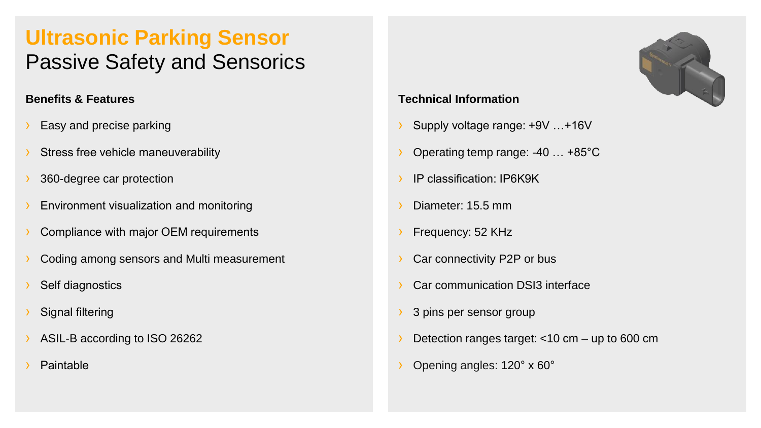# Ultrasonic Parking Sensor
## Passive Safety and Sensorics

### Benefits & Features

- Easy and precise parking
- Stress free vehicle maneuverability
- 360-degree car protection
- Environment visualization and monitoring
- Compliance with major OEM requirements
- Coding among sensors and Multi measurement
- Self diagnostics
- Signal filtering
- ASIL-B according to ISO 26262
- Paintable

### Technical Information

- Supply voltage range: +9V …+16V
- Operating temp range: -40 … +85°C
- IP classification: IP6K9K
- Diameter: 15.5 mm
- Frequency: 52 KHz
- Car connectivity P2P or bus
- Car communication DSI3 interface
- 3 pins per sensor group
- Detection ranges target: <10 cm – up to 600 cm
- Opening angles: 120° x 60°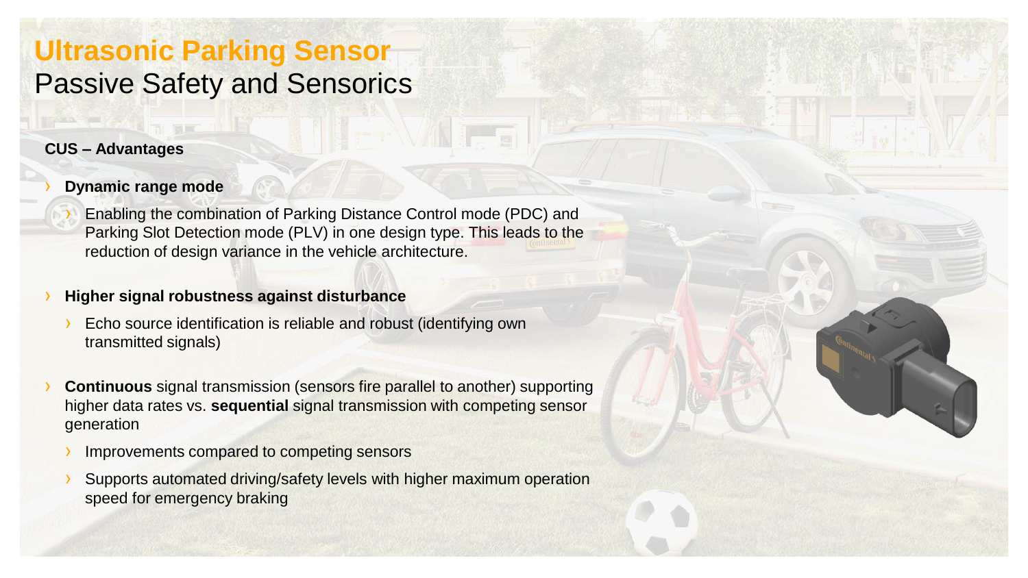# Ultrasonic Parking Sensor

## Passive Safety and Sensorics

**CUS – Advantages**

- **Dynamic range mode**
  - Enabling the combination of Parking Distance Control mode (PDC) and Parking Slot Detection mode (PLV) in one design type. This leads to the reduction of design variance in the vehicle architecture.
- **Higher signal robustness against disturbance**
  - Echo source identification is reliable and robust (identifying own transmitted signals)
- **Continuous** signal transmission (sensors fire parallel to another) supporting higher data rates vs. **sequential** signal transmission with competing sensor generation
  - Improvements compared to competing sensors
  - Supports automated driving/safety levels with higher maximum operation speed for emergency braking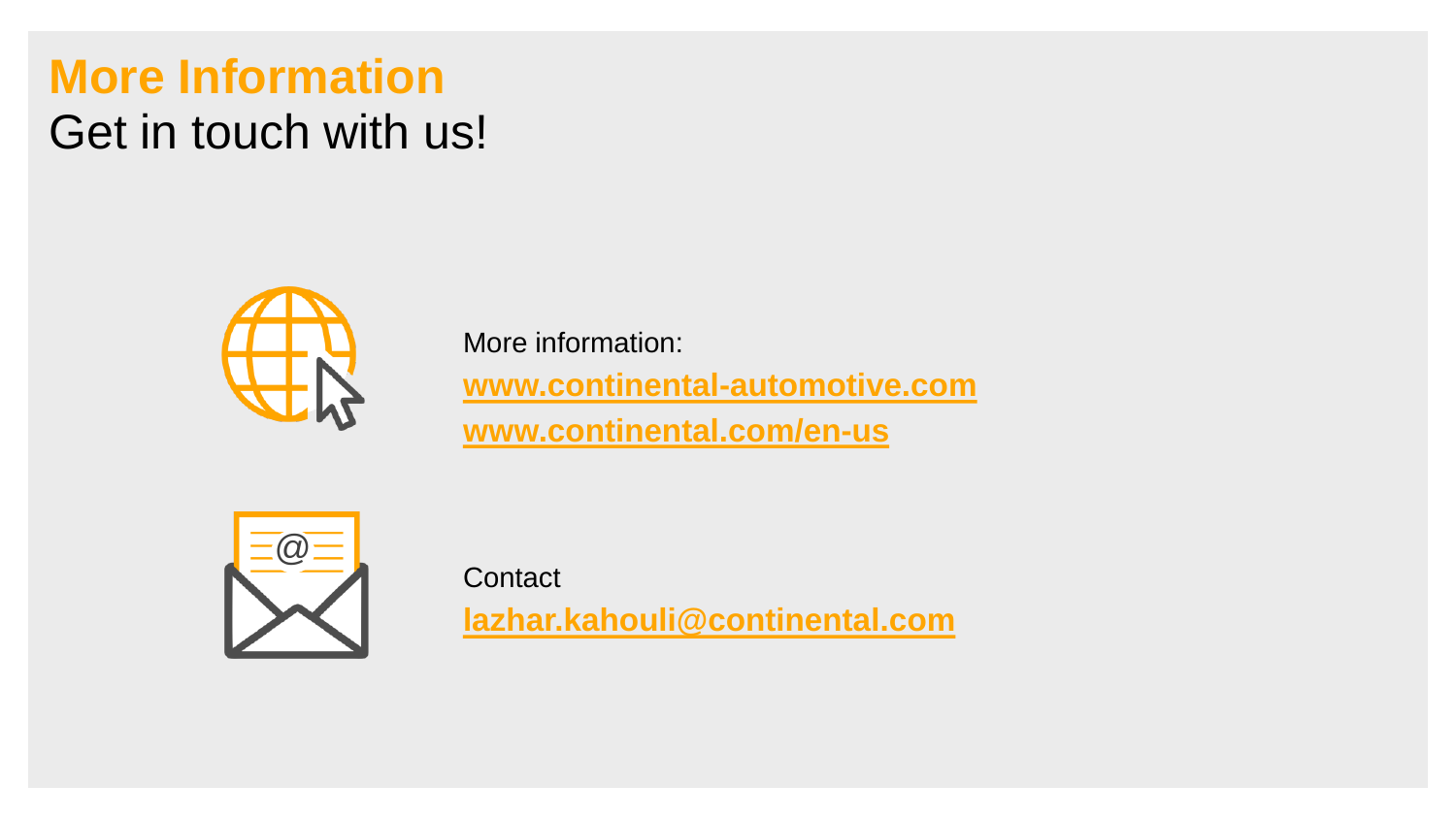# More Information

Get in touch with us!

More information:

**www.continental-automotive.com**

**www.continental.com/en-us**

Contact

**lazhar.kahouli@continental.com**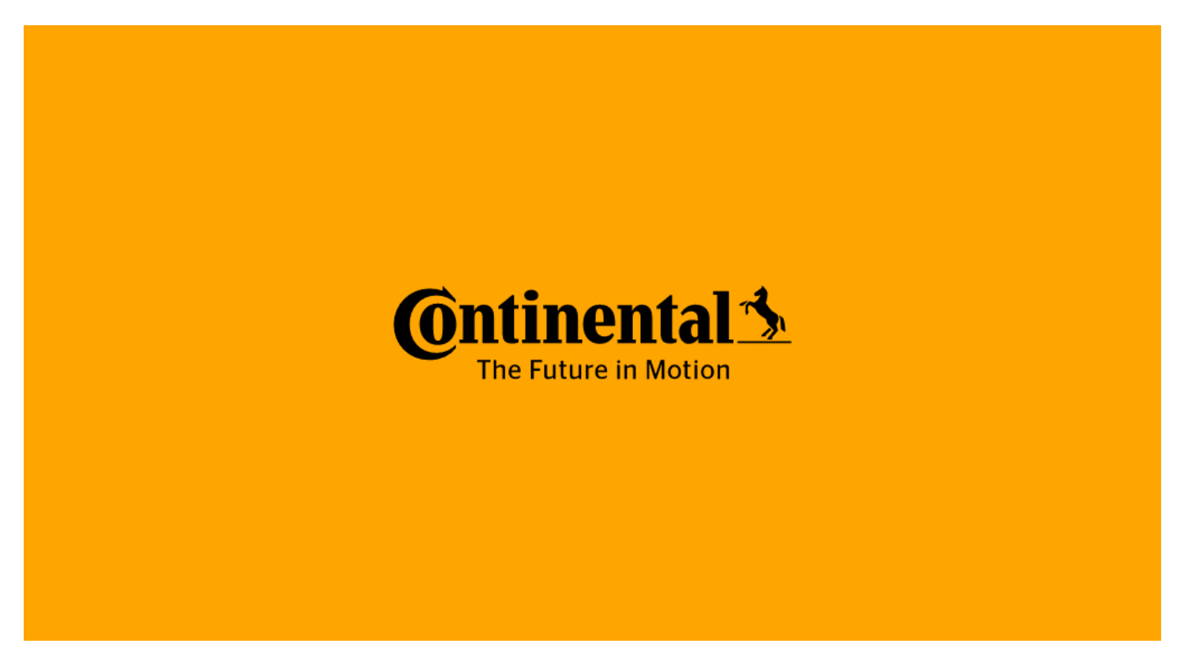Continental

The Future in Motion